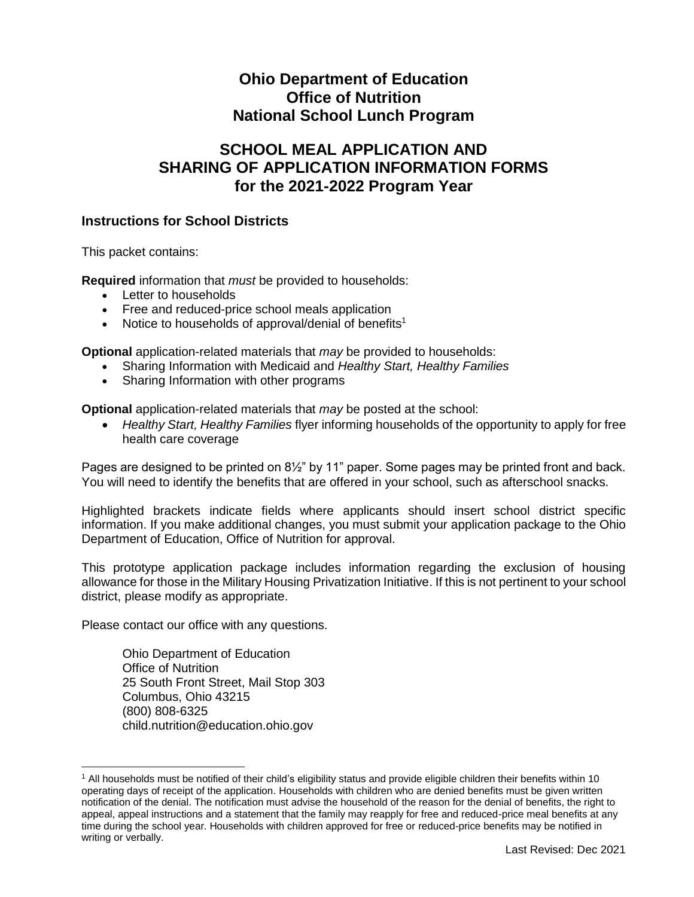# Ohio Department of Education
# Office of Nutrition
# National School Lunch Program

## SCHOOL MEAL APPLICATION AND SHARING OF APPLICATION INFORMATION FORMS for the 2021-2022 Program Year

### Instructions for School Districts

This packet contains:

**Required** information that *must* be provided to households:

- Letter to households
- Free and reduced-price school meals application
- Notice to households of approval/denial of benefits[1]

**Optional** application-related materials that *may* be provided to households:

- Sharing Information with Medicaid and *Healthy Start, Healthy Families*
- Sharing Information with other programs

**Optional** application-related materials that *may* be posted at the school:

- *Healthy Start, Healthy Families* flyer informing households of the opportunity to apply for free health care coverage

Pages are designed to be printed on 8½" by 11" paper. Some pages may be printed front and back. You will need to identify the benefits that are offered in your school, such as afterschool snacks.

Highlighted brackets indicate fields where applicants should insert school district specific information. If you make additional changes, you must submit your application package to the Ohio Department of Education, Office of Nutrition for approval.

This prototype application package includes information regarding the exclusion of housing allowance for those in the Military Housing Privatization Initiative. If this is not pertinent to your school district, please modify as appropriate.

Please contact our office with any questions.

Ohio Department of Education
Office of Nutrition
25 South Front Street, Mail Stop 303
Columbus, Ohio 43215
(800) 808-6325
child.nutrition@education.ohio.gov

[1] All households must be notified of their child's eligibility status and provide eligible children their benefits within 10 operating days of receipt of the application. Households with children who are denied benefits must be given written notification of the denial. The notification must advise the household of the reason for the denial of benefits, the right to appeal, appeal instructions and a statement that the family may reapply for free and reduced-price meal benefits at any time during the school year. Households with children approved for free or reduced-price benefits may be notified in writing or verbally.

Last Revised: Dec 2021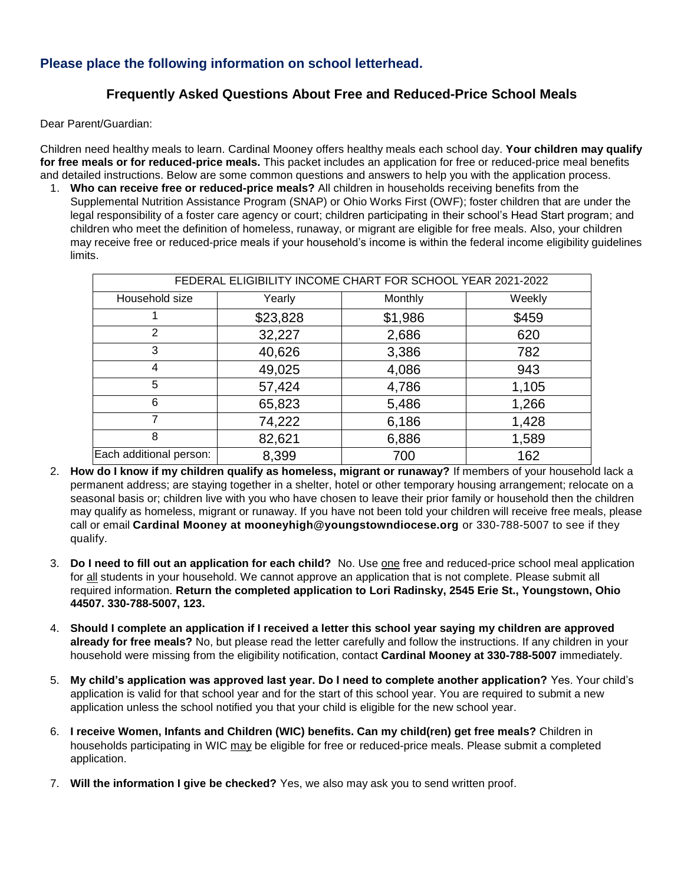**Please place the following information on school letterhead.**

## Frequently Asked Questions About Free and Reduced-Price School Meals

Dear Parent/Guardian:

Children need healthy meals to learn. Cardinal Mooney offers healthy meals each school day. **Your children may qualify for free meals or for reduced-price meals.** This packet includes an application for free or reduced-price meal benefits and detailed instructions. Below are some common questions and answers to help you with the application process.

1. **Who can receive free or reduced-price meals?** All children in households receiving benefits from the Supplemental Nutrition Assistance Program (SNAP) or Ohio Works First (OWF); foster children that are under the legal responsibility of a foster care agency or court; children participating in their school's Head Start program; and children who meet the definition of homeless, runaway, or migrant are eligible for free meals. Also, your children may receive free or reduced-price meals if your household's income is within the federal income eligibility guidelines limits.

| FEDERAL ELIGIBILITY INCOME CHART FOR SCHOOL YEAR 2021-2022 | | | |
|---|---|---|---|
| Household size | Yearly | Monthly | Weekly |
| 1 | $23,828 | $1,986 | $459 |
| 2 | 32,227 | 2,686 | 620 |
| 3 | 40,626 | 3,386 | 782 |
| 4 | 49,025 | 4,086 | 943 |
| 5 | 57,424 | 4,786 | 1,105 |
| 6 | 65,823 | 5,486 | 1,266 |
| 7 | 74,222 | 6,186 | 1,428 |
| 8 | 82,621 | 6,886 | 1,589 |
| Each additional person: | 8,399 | 700 | 162 |

2. **How do I know if my children qualify as homeless, migrant or runaway?** If members of your household lack a permanent address; are staying together in a shelter, hotel or other temporary housing arrangement; relocate on a seasonal basis or; children live with you who have chosen to leave their prior family or household then the children may qualify as homeless, migrant or runaway. If you have not been told your children will receive free meals, please call or email **Cardinal Mooney at mooneyhigh@youngstowndiocese.org** or 330-788-5007 to see if they qualify.

3. **Do I need to fill out an application for each child?** No. Use one free and reduced-price school meal application for all students in your household. We cannot approve an application that is not complete. Please submit all required information. **Return the completed application to Lori Radinsky, 2545 Erie St., Youngstown, Ohio 44507. 330-788-5007, 123.**

4. **Should I complete an application if I received a letter this school year saying my children are approved already for free meals?** No, but please read the letter carefully and follow the instructions. If any children in your household were missing from the eligibility notification, contact **Cardinal Mooney at 330-788-5007** immediately.

5. **My child's application was approved last year. Do I need to complete another application?** Yes. Your child's application is valid for that school year and for the start of this school year. You are required to submit a new application unless the school notified you that your child is eligible for the new school year.

6. **I receive Women, Infants and Children (WIC) benefits. Can my child(ren) get free meals?** Children in households participating in WIC may be eligible for free or reduced-price meals. Please submit a completed application.

7. **Will the information I give be checked?** Yes, we also may ask you to send written proof.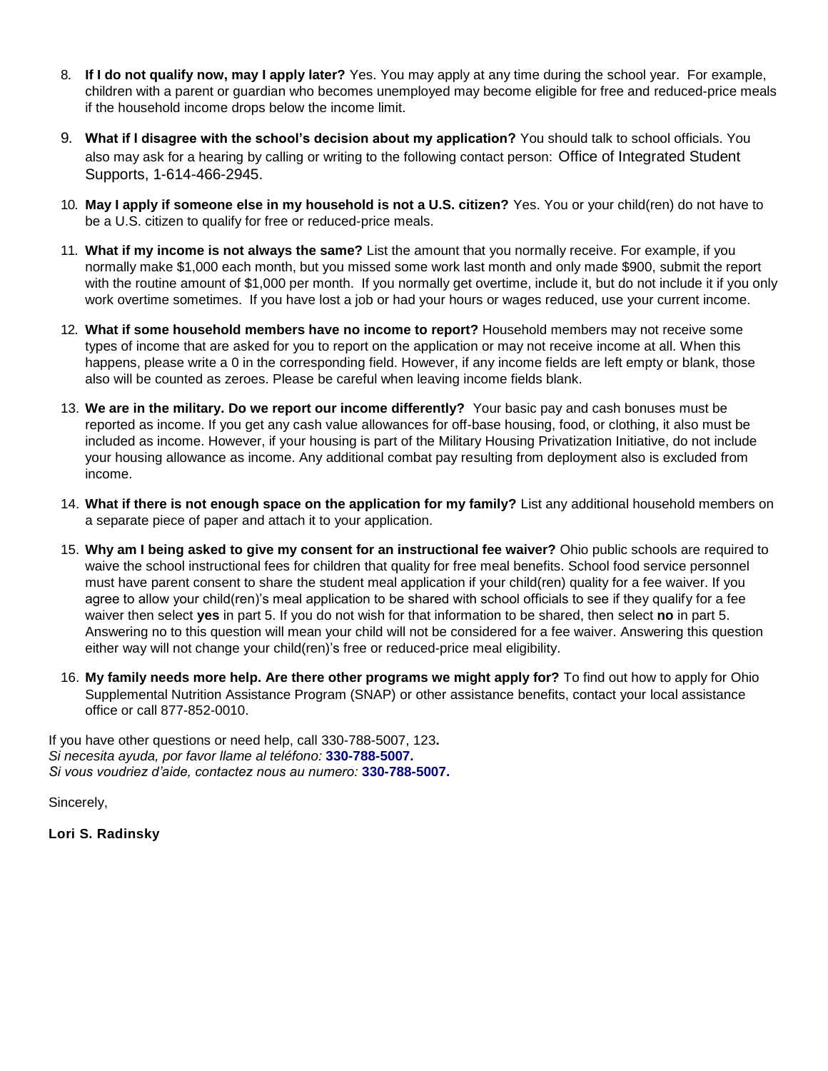8. **If I do not qualify now, may I apply later?** Yes. You may apply at any time during the school year. For example, children with a parent or guardian who becomes unemployed may become eligible for free and reduced-price meals if the household income drops below the income limit.

9. **What if I disagree with the school's decision about my application?** You should talk to school officials. You also may ask for a hearing by calling or writing to the following contact person: Office of Integrated Student Supports, 1-614-466-2945.

10. **May I apply if someone else in my household is not a U.S. citizen?** Yes. You or your child(ren) do not have to be a U.S. citizen to qualify for free or reduced-price meals.

11. **What if my income is not always the same?** List the amount that you normally receive. For example, if you normally make $1,000 each month, but you missed some work last month and only made $900, submit the report with the routine amount of $1,000 per month. If you normally get overtime, include it, but do not include it if you only work overtime sometimes. If you have lost a job or had your hours or wages reduced, use your current income.

12. **What if some household members have no income to report?** Household members may not receive some types of income that are asked for you to report on the application or may not receive income at all. When this happens, please write a 0 in the corresponding field. However, if any income fields are left empty or blank, those also will be counted as zeroes. Please be careful when leaving income fields blank.

13. **We are in the military. Do we report our income differently?** Your basic pay and cash bonuses must be reported as income. If you get any cash value allowances for off-base housing, food, or clothing, it also must be included as income. However, if your housing is part of the Military Housing Privatization Initiative, do not include your housing allowance as income. Any additional combat pay resulting from deployment also is excluded from income.

14. **What if there is not enough space on the application for my family?** List any additional household members on a separate piece of paper and attach it to your application.

15. **Why am I being asked to give my consent for an instructional fee waiver?** Ohio public schools are required to waive the school instructional fees for children that quality for free meal benefits. School food service personnel must have parent consent to share the student meal application if your child(ren) quality for a fee waiver. If you agree to allow your child(ren)'s meal application to be shared with school officials to see if they qualify for a fee waiver then select **yes** in part 5. If you do not wish for that information to be shared, then select **no** in part 5. Answering no to this question will mean your child will not be considered for a fee waiver. Answering this question either way will not change your child(ren)'s free or reduced-price meal eligibility.

16. **My family needs more help. Are there other programs we might apply for?** To find out how to apply for Ohio Supplemental Nutrition Assistance Program (SNAP) or other assistance benefits, contact your local assistance office or call 877-852-0010.

If you have other questions or need help, call 330-788-5007, 123**.**
*Si necesita ayuda, por favor llame al teléfono:* **330-788-5007.**
*Si vous voudriez d'aide, contactez nous au numero:* **330-788-5007.**

Sincerely,

**Lori S. Radinsky**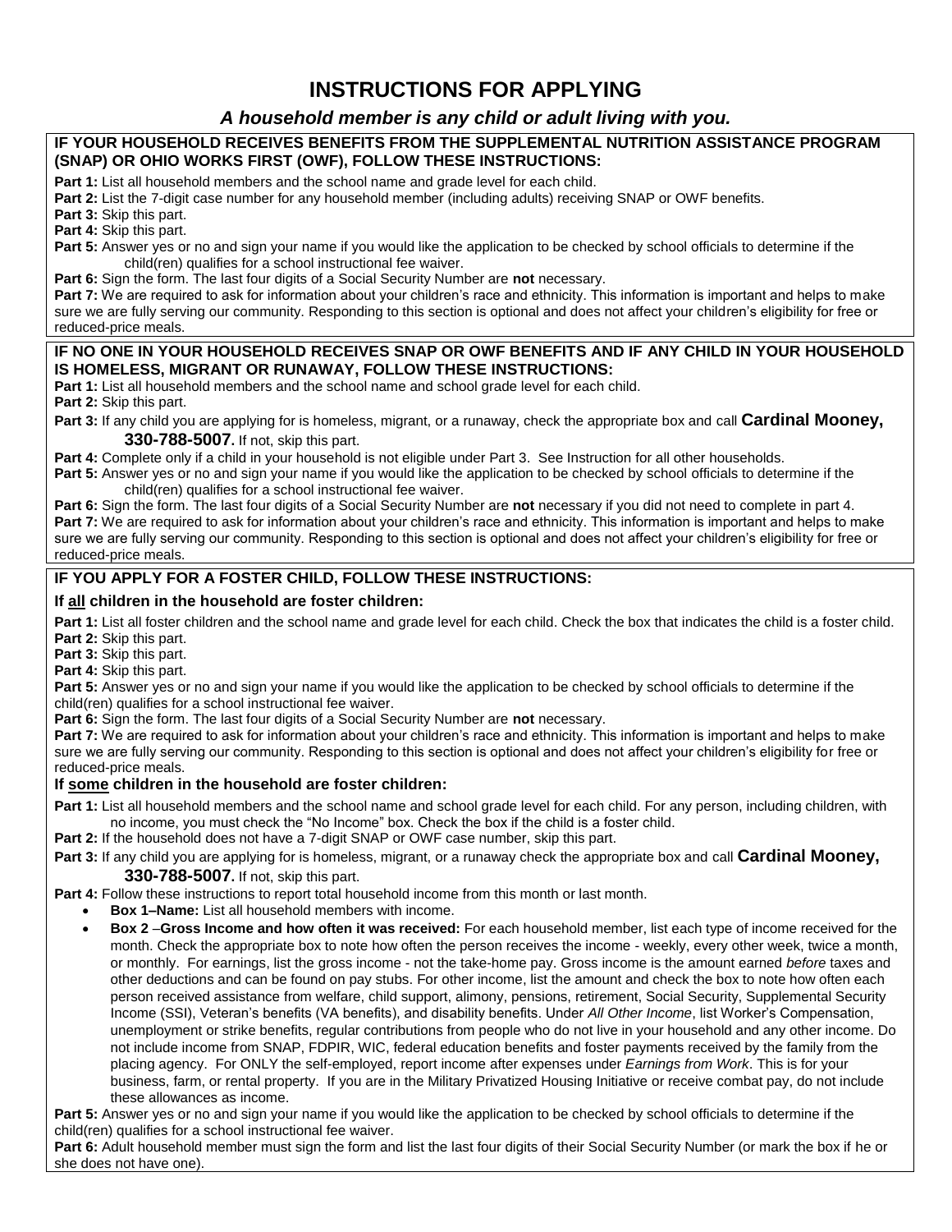# INSTRUCTIONS FOR APPLYING

### *A household member is any child or adult living with you.*

**IF YOUR HOUSEHOLD RECEIVES BENEFITS FROM THE SUPPLEMENTAL NUTRITION ASSISTANCE PROGRAM (SNAP) OR OHIO WORKS FIRST (OWF), FOLLOW THESE INSTRUCTIONS:**

**Part 1:** List all household members and the school name and grade level for each child.

**Part 2:** List the 7-digit case number for any household member (including adults) receiving SNAP or OWF benefits.

**Part 3:** Skip this part.

**Part 4:** Skip this part.

**Part 5:** Answer yes or no and sign your name if you would like the application to be checked by school officials to determine if the child(ren) qualifies for a school instructional fee waiver.

**Part 6:** Sign the form. The last four digits of a Social Security Number are **not** necessary.

**Part 7:** We are required to ask for information about your children's race and ethnicity. This information is important and helps to make sure we are fully serving our community. Responding to this section is optional and does not affect your children's eligibility for free or reduced-price meals.

**IF NO ONE IN YOUR HOUSEHOLD RECEIVES SNAP OR OWF BENEFITS AND IF ANY CHILD IN YOUR HOUSEHOLD IS HOMELESS, MIGRANT OR RUNAWAY, FOLLOW THESE INSTRUCTIONS:**

**Part 1:** List all household members and the school name and school grade level for each child.

**Part 2:** Skip this part.

**Part 3:** If any child you are applying for is homeless, migrant, or a runaway, check the appropriate box and call **Cardinal Mooney, 330-788-5007.** If not, skip this part.

**Part 4:** Complete only if a child in your household is not eligible under Part 3. See Instruction for all other households.

**Part 5:** Answer yes or no and sign your name if you would like the application to be checked by school officials to determine if the child(ren) qualifies for a school instructional fee waiver.

**Part 6:** Sign the form. The last four digits of a Social Security Number are **not** necessary if you did not need to complete in part 4.

**Part 7:** We are required to ask for information about your children's race and ethnicity. This information is important and helps to make sure we are fully serving our community. Responding to this section is optional and does not affect your children's eligibility for free or reduced-price meals.

**IF YOU APPLY FOR A FOSTER CHILD, FOLLOW THESE INSTRUCTIONS:**

**If all children in the household are foster children:**

**Part 1:** List all foster children and the school name and grade level for each child. Check the box that indicates the child is a foster child.

**Part 2:** Skip this part.

**Part 3:** Skip this part.

**Part 4:** Skip this part.

**Part 5:** Answer yes or no and sign your name if you would like the application to be checked by school officials to determine if the child(ren) qualifies for a school instructional fee waiver.

**Part 6:** Sign the form. The last four digits of a Social Security Number are **not** necessary.

**Part 7:** We are required to ask for information about your children's race and ethnicity. This information is important and helps to make sure we are fully serving our community. Responding to this section is optional and does not affect your children's eligibility for free or reduced-price meals.

**If some children in the household are foster children:**

**Part 1:** List all household members and the school name and school grade level for each child. For any person, including children, with no income, you must check the "No Income" box. Check the box if the child is a foster child.

**Part 2:** If the household does not have a 7-digit SNAP or OWF case number, skip this part.

**Part 3:** If any child you are applying for is homeless, migrant, or a runaway check the appropriate box and call **Cardinal Mooney, 330-788-5007.** If not, skip this part.

**Part 4:** Follow these instructions to report total household income from this month or last month.

- **Box 1–Name:** List all household members with income.
- **Box 2 –Gross Income and how often it was received:** For each household member, list each type of income received for the month. Check the appropriate box to note how often the person receives the income - weekly, every other week, twice a month, or monthly. For earnings, list the gross income - not the take-home pay. Gross income is the amount earned *before* taxes and other deductions and can be found on pay stubs. For other income, list the amount and check the box to note how often each person received assistance from welfare, child support, alimony, pensions, retirement, Social Security, Supplemental Security Income (SSI), Veteran's benefits (VA benefits), and disability benefits. Under *All Other Income*, list Worker's Compensation, unemployment or strike benefits, regular contributions from people who do not live in your household and any other income. Do not include income from SNAP, FDPIR, WIC, federal education benefits and foster payments received by the family from the placing agency. For ONLY the self-employed, report income after expenses under *Earnings from Work*. This is for your business, farm, or rental property. If you are in the Military Privatized Housing Initiative or receive combat pay, do not include these allowances as income.

**Part 5:** Answer yes or no and sign your name if you would like the application to be checked by school officials to determine if the child(ren) qualifies for a school instructional fee waiver.

**Part 6:** Adult household member must sign the form and list the last four digits of their Social Security Number (or mark the box if he or she does not have one).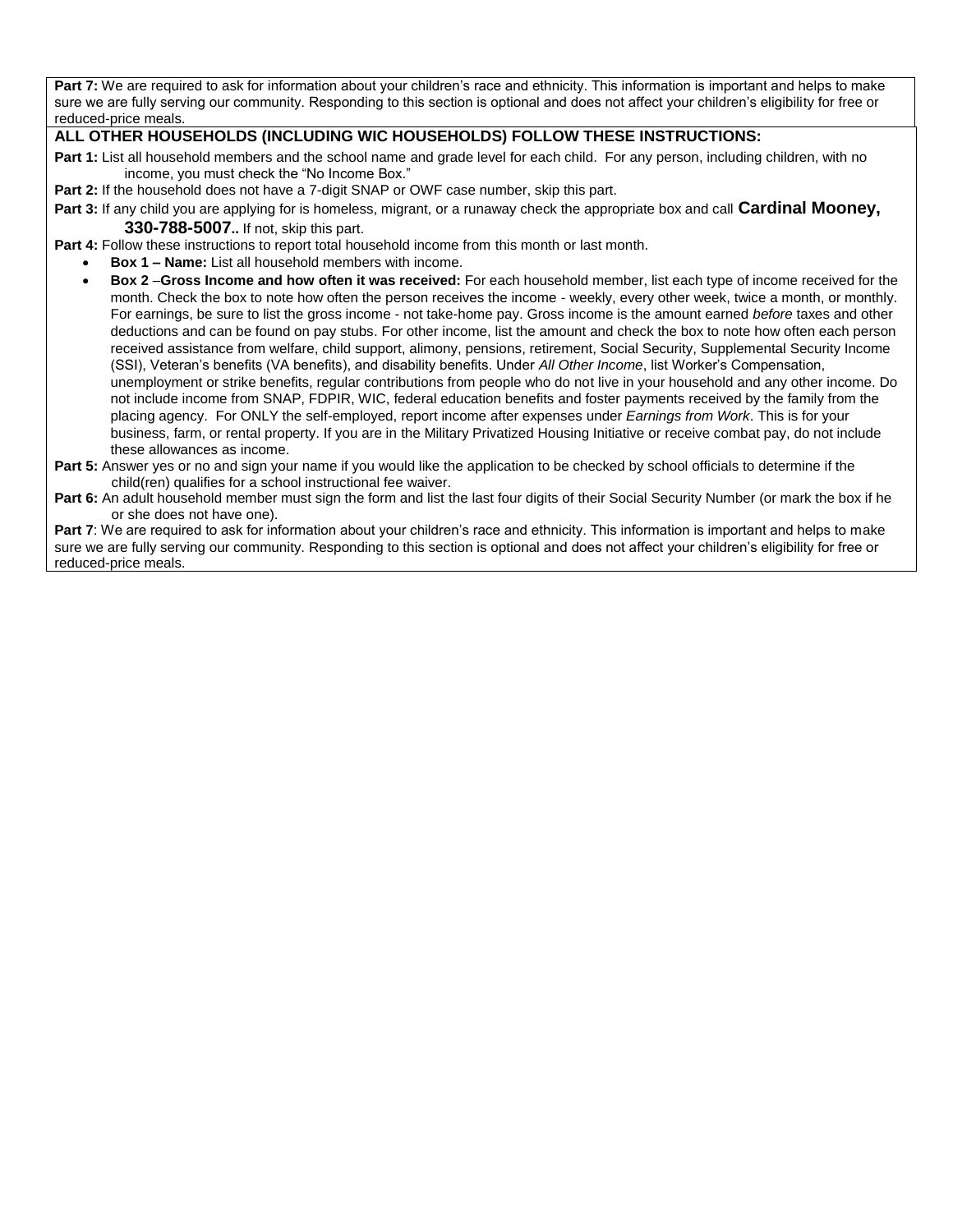**Part 7:** We are required to ask for information about your children's race and ethnicity. This information is important and helps to make sure we are fully serving our community. Responding to this section is optional and does not affect your children's eligibility for free or reduced-price meals.

**ALL OTHER HOUSEHOLDS (INCLUDING WIC HOUSEHOLDS) FOLLOW THESE INSTRUCTIONS:**

**Part 1:** List all household members and the school name and grade level for each child. For any person, including children, with no income, you must check the "No Income Box."

**Part 2:** If the household does not have a 7-digit SNAP or OWF case number, skip this part.

**Part 3:** If any child you are applying for is homeless, migrant, or a runaway check the appropriate box and call **Cardinal Mooney, 330-788-5007.**. If not, skip this part.

**Part 4:** Follow these instructions to report total household income from this month or last month.

- **Box 1 – Name:** List all household members with income.
- **Box 2** –**Gross Income and how often it was received:** For each household member, list each type of income received for the month. Check the box to note how often the person receives the income - weekly, every other week, twice a month, or monthly. For earnings, be sure to list the gross income - not take-home pay. Gross income is the amount earned *before* taxes and other deductions and can be found on pay stubs. For other income, list the amount and check the box to note how often each person received assistance from welfare, child support, alimony, pensions, retirement, Social Security, Supplemental Security Income (SSI), Veteran's benefits (VA benefits), and disability benefits. Under *All Other Income*, list Worker's Compensation, unemployment or strike benefits, regular contributions from people who do not live in your household and any other income. Do not include income from SNAP, FDPIR, WIC, federal education benefits and foster payments received by the family from the placing agency. For ONLY the self-employed, report income after expenses under *Earnings from Work*. This is for your business, farm, or rental property. If you are in the Military Privatized Housing Initiative or receive combat pay, do not include these allowances as income.

**Part 5:** Answer yes or no and sign your name if you would like the application to be checked by school officials to determine if the child(ren) qualifies for a school instructional fee waiver.

**Part 6:** An adult household member must sign the form and list the last four digits of their Social Security Number (or mark the box if he or she does not have one).

**Part 7**: We are required to ask for information about your children's race and ethnicity. This information is important and helps to make sure we are fully serving our community. Responding to this section is optional and does not affect your children's eligibility for free or reduced-price meals.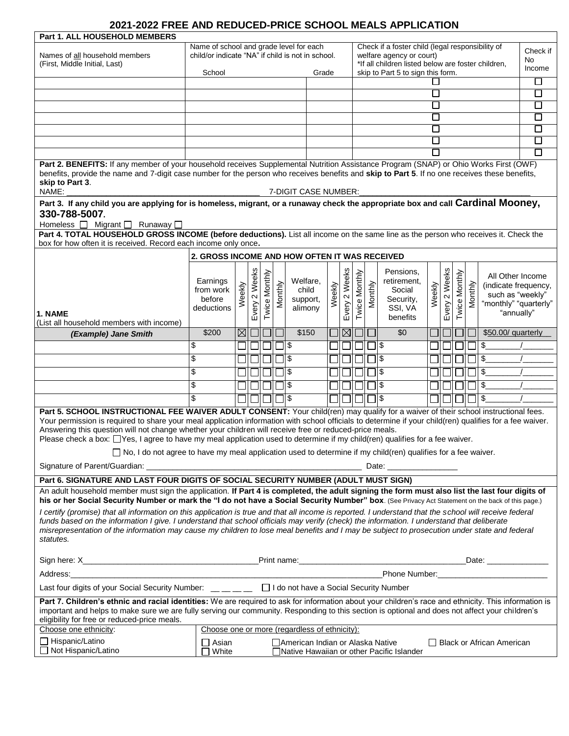# 2021-2022 FREE AND REDUCED-PRICE SCHOOL MEALS APPLICATION

**Part 1. ALL HOUSEHOLD MEMBERS**

| Names of all household members (First, Middle Initial, Last) | Name of school and grade level for each child/or indicate "NA" if child is not in school. School | Grade | Check if a foster child (legal responsibility of welfare agency or court) *If all children listed below are foster children, skip to Part 5 to sign this form. | Check if No Income |
|---|---|---|---|---|
| | | | ☐ | ☐ |
| | | | ☐ | ☐ |
| | | | ☐ | ☐ |
| | | | ☐ | ☐ |
| | | | ☐ | ☐ |
| | | | ☐ | ☐ |
| | | | ☐ | ☐ |

**Part 2. BENEFITS:** If any member of your household receives Supplemental Nutrition Assistance Program (SNAP) or Ohio Works First (OWF) benefits, provide the name and 7-digit case number for the person who receives benefits and **skip to Part 5**. If no one receives these benefits, **skip to Part 3**.

NAME: ____________________________________________ 7-DIGIT CASE NUMBER: ______________________________________

**Part 3. If any child you are applying for is homeless, migrant, or a runaway check the appropriate box and call Cardinal Mooney, 330-788-5007.**

Homeless ☐ Migrant ☐ Runaway ☐

**Part 4. TOTAL HOUSEHOLD GROSS INCOME (before deductions).** List all income on the same line as the person who receives it. Check the box for how often it is received. Record each income only once**.**

| 1. NAME (List all household members with income) | 2. GROSS INCOME AND HOW OFTEN IT WAS RECEIVED: Earnings from work before deductions | Weekly | Every 2 Weeks | Twice Monthly | Monthly | Welfare, child support, alimony | Weekly | Every 2 Weeks | Twice Monthly | Monthly | Pensions, retirement, Social Security, SSI, VA benefits | Weekly | Every 2 Weeks | Twice Monthly | Monthly | All Other Income (indicate frequency, such as "weekly" "monthly" "quarterly" "annually") |
|---|---|---|---|---|---|---|---|---|---|---|---|---|---|---|---|---|
| ***(Example) Jane Smith*** | $200 | ☒ | ☐ | ☐ | ☐ | $150 | ☐ | ☒ | ☐ | ☐ | $0 | ☐ | ☐ | ☐ | ☐ | $50.00/ quarterly |
| | $ | ☐ | ☐ | ☐ | ☐ | $ | ☐ | ☐ | ☐ | ☐ | $ | ☐ | ☐ | ☐ | ☐ | $_______/_______ |
| | $ | ☐ | ☐ | ☐ | ☐ | $ | ☐ | ☐ | ☐ | ☐ | $ | ☐ | ☐ | ☐ | ☐ | $_______/_______ |
| | $ | ☐ | ☐ | ☐ | ☐ | $ | ☐ | ☐ | ☐ | ☐ | $ | ☐ | ☐ | ☐ | ☐ | $_______/_______ |
| | $ | ☐ | ☐ | ☐ | ☐ | $ | ☐ | ☐ | ☐ | ☐ | $ | ☐ | ☐ | ☐ | ☐ | $_______/_______ |
| | $ | ☐ | ☐ | ☐ | ☐ | $ | ☐ | ☐ | ☐ | ☐ | $ | ☐ | ☐ | ☐ | ☐ | $_______/_______ |

**Part 5. SCHOOL INSTRUCTIONAL FEE WAIVER ADULT CONSENT:** Your child(ren) may qualify for a waiver of their school instructional fees. Your permission is required to share your meal application information with school officials to determine if your child(ren) qualifies for a fee waiver. Answering this question will not change whether your children will receive free or reduced-price meals.

Please check a box: ☐ Yes, I agree to have my meal application used to determine if my child(ren) qualifies for a fee waiver.

☐ No, I do not agree to have my meal application used to determine if my child(ren) qualifies for a fee waiver.

Signature of Parent/Guardian: ______________________________________________ Date: _______________

**Part 6. SIGNATURE AND LAST FOUR DIGITS OF SOCIAL SECURITY NUMBER (ADULT MUST SIGN)**

An adult household member must sign the application. **If Part 4 is completed, the adult signing the form must also list the last four digits of his or her Social Security Number or mark the "I do not have a Social Security Number" box**. (See Privacy Act Statement on the back of this page.)

*I certify (promise) that all information on this application is true and that all income is reported. I understand that the school will receive federal funds based on the information I give. I understand that school officials may verify (check) the information. I understand that deliberate misrepresentation of the information may cause my children to lose meal benefits and I may be subject to prosecution under state and federal statutes.*

Sign here: X______________________________________ Print name:______________________________________ Date: ______________

Address:__________________________________________________________________________ Phone Number:________________________

Last four digits of your Social Security Number: __ __ __ __ ☐ I do not have a Social Security Number

**Part 7. Children's ethnic and racial identities:** We are required to ask for information about your children's race and ethnicity. This information is important and helps to make sure we are fully serving our community. Responding to this section is optional and does not affect your children's eligibility for free or reduced-price meals.

| Choose one ethnicity: | Choose one or more (regardless of ethnicity): | | |
|---|---|---|---|
| ☐ Hispanic/Latino | ☐ Asian | ☐ American Indian or Alaska Native | ☐ Black or African American |
| ☐ Not Hispanic/Latino | ☐ White | ☐ Native Hawaiian or other Pacific Islander | |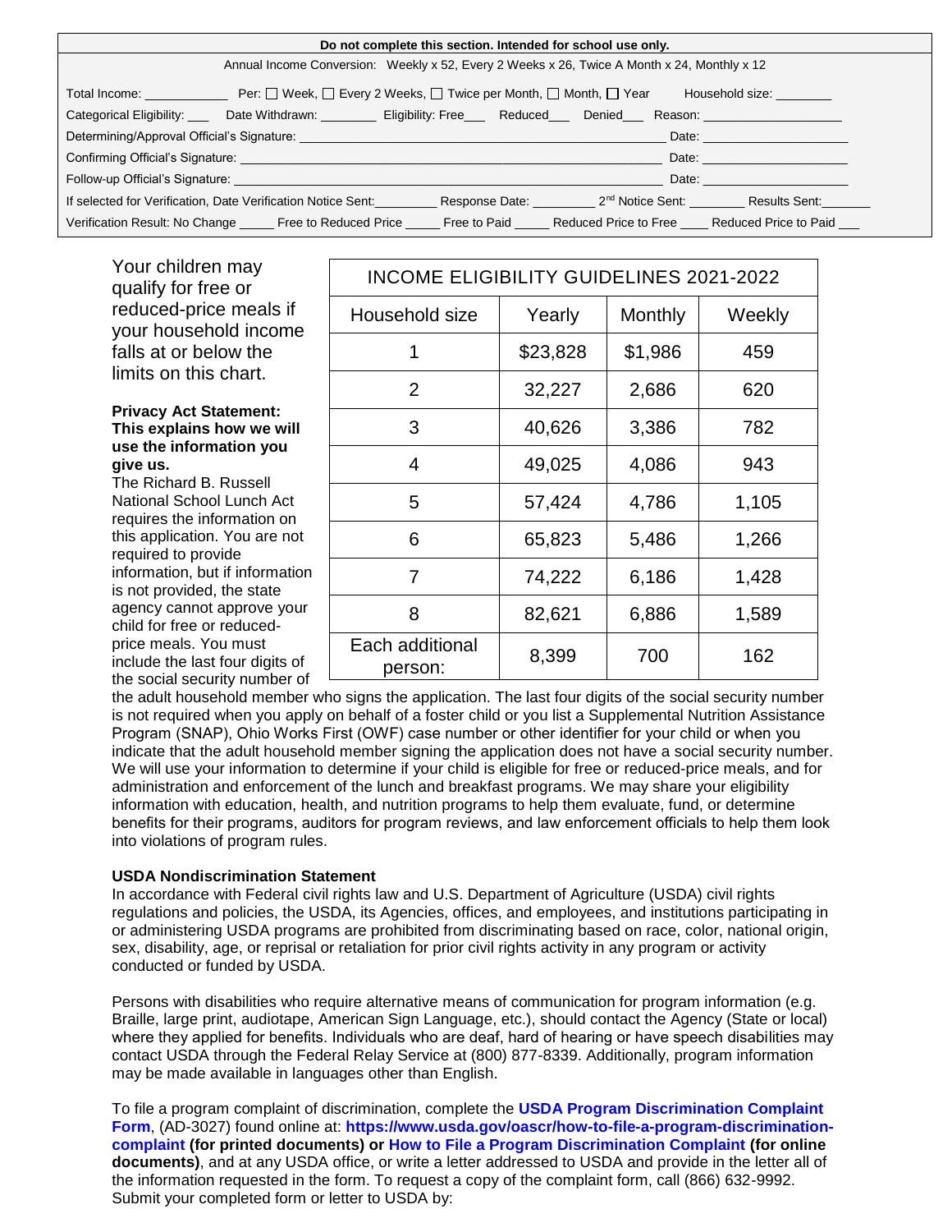| Do not complete this section. Intended for school use only. |
|---|
| Annual Income Conversion: Weekly x 52, Every 2 Weeks x 26, Twice A Month x 24, Monthly x 12 |
| Total Income: ____________ Per: ☐ Week, ☐ Every 2 Weeks, ☐ Twice per Month, ☐ Month, ☐ Year Household size: ________ |
| Categorical Eligibility: ___ Date Withdrawn: ________ Eligibility: Free___ Reduced___ Denied___ Reason: ___________________ |
| Determining/Approval Official's Signature: ______________________________________________ Date: ____________________ |
| Confirming Official's Signature: ______________________________________________ Date: ____________________ |
| Follow-up Official's Signature: ______________________________________________ Date: ____________________ |
| If selected for Verification, Date Verification Notice Sent:_________ Response Date: _________ 2nd Notice Sent: ________ Results Sent:_______ |
| Verification Result: No Change _____ Free to Reduced Price _____ Free to Paid _____ Reduced Price to Free ____ Reduced Price to Paid ___ |

Your children may qualify for free or reduced-price meals if your household income falls at or below the limits on this chart.

| INCOME ELIGIBILITY GUIDELINES 2021-2022 | | | |
|---|---|---|---|
| Household size | Yearly | Monthly | Weekly |
| 1 | $23,828 | $1,986 | 459 |
| 2 | 32,227 | 2,686 | 620 |
| 3 | 40,626 | 3,386 | 782 |
| 4 | 49,025 | 4,086 | 943 |
| 5 | 57,424 | 4,786 | 1,105 |
| 6 | 65,823 | 5,486 | 1,266 |
| 7 | 74,222 | 6,186 | 1,428 |
| 8 | 82,621 | 6,886 | 1,589 |
| Each additional person: | 8,399 | 700 | 162 |

**Privacy Act Statement: This explains how we will use the information you give us.**

The Richard B. Russell National School Lunch Act requires the information on this application. You are not required to provide information, but if information is not provided, the state agency cannot approve your child for free or reduced-price meals. You must include the last four digits of the social security number of the adult household member who signs the application. The last four digits of the social security number is not required when you apply on behalf of a foster child or you list a Supplemental Nutrition Assistance Program (SNAP), Ohio Works First (OWF) case number or other identifier for your child or when you indicate that the adult household member signing the application does not have a social security number. We will use your information to determine if your child is eligible for free or reduced-price meals, and for administration and enforcement of the lunch and breakfast programs. We may share your eligibility information with education, health, and nutrition programs to help them evaluate, fund, or determine benefits for their programs, auditors for program reviews, and law enforcement officials to help them look into violations of program rules.

**USDA Nondiscrimination Statement**

In accordance with Federal civil rights law and U.S. Department of Agriculture (USDA) civil rights regulations and policies, the USDA, its Agencies, offices, and employees, and institutions participating in or administering USDA programs are prohibited from discriminating based on race, color, national origin, sex, disability, age, or reprisal or retaliation for prior civil rights activity in any program or activity conducted or funded by USDA.

Persons with disabilities who require alternative means of communication for program information (e.g. Braille, large print, audiotape, American Sign Language, etc.), should contact the Agency (State or local) where they applied for benefits. Individuals who are deaf, hard of hearing or have speech disabilities may contact USDA through the Federal Relay Service at (800) 877-8339. Additionally, program information may be made available in languages other than English.

To file a program complaint of discrimination, complete the **USDA Program Discrimination Complaint Form**, (AD-3027) found online at: **https://www.usda.gov/oascr/how-to-file-a-program-discrimination-complaint (for printed documents) or How to File a Program Discrimination Complaint (for online documents)**, and at any USDA office, or write a letter addressed to USDA and provide in the letter all of the information requested in the form. To request a copy of the complaint form, call (866) 632-9992. Submit your completed form or letter to USDA by: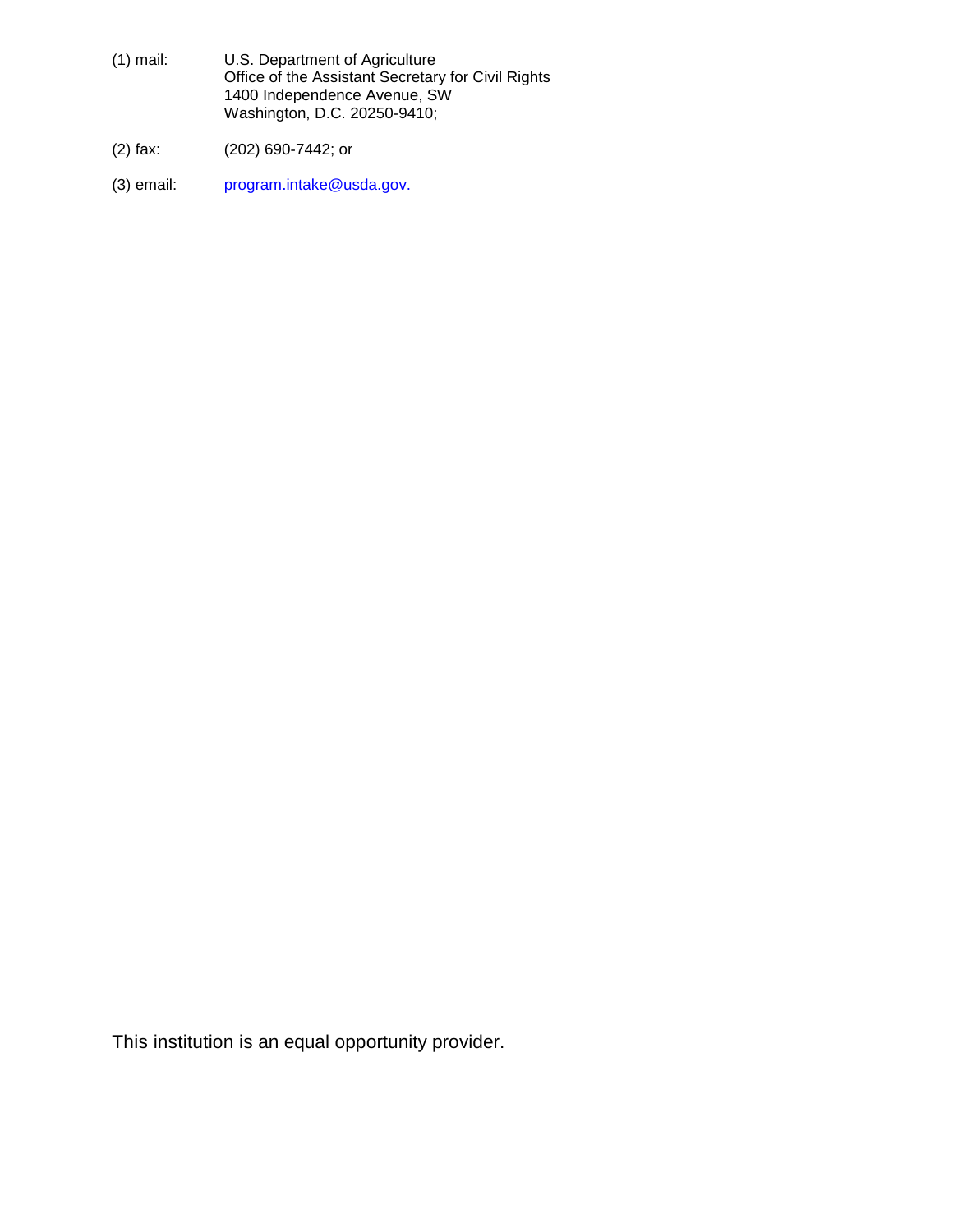(1) mail: U.S. Department of Agriculture
Office of the Assistant Secretary for Civil Rights
1400 Independence Avenue, SW
Washington, D.C. 20250-9410;

(2) fax: (202) 690-7442; or

(3) email: program.intake@usda.gov.

This institution is an equal opportunity provider.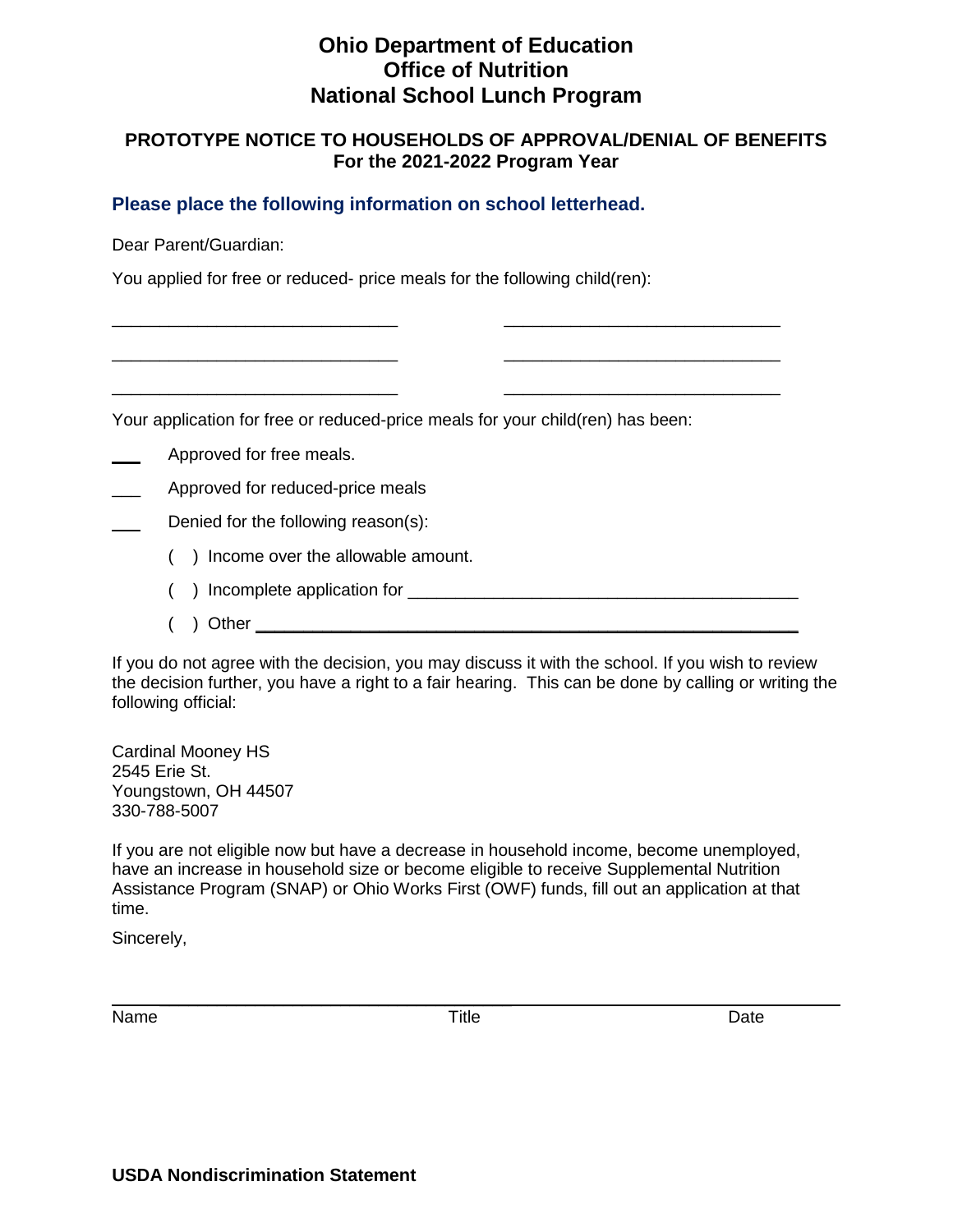# Ohio Department of Education
# Office of Nutrition
# National School Lunch Program

## PROTOTYPE NOTICE TO HOUSEHOLDS OF APPROVAL/DENIAL OF BENEFITS
## For the 2021-2022 Program Year

### Please place the following information on school letterhead.

Dear Parent/Guardian:

You applied for free or reduced- price meals for the following child(ren):

______________________________ ______________________________

______________________________ ______________________________

______________________________ ______________________________

Your application for free or reduced-price meals for your child(ren) has been:

___ Approved for free meals.

___ Approved for reduced-price meals

___ Denied for the following reason(s):

- ( ) Income over the allowable amount.
- ( ) Incomplete application for ________________________________________
- ( ) Other ______________________________________________________

If you do not agree with the decision, you may discuss it with the school. If you wish to review the decision further, you have a right to a fair hearing. This can be done by calling or writing the following official:

Cardinal Mooney HS
2545 Erie St.
Youngstown, OH 44507
330-788-5007

If you are not eligible now but have a decrease in household income, become unemployed, have an increase in household size or become eligible to receive Supplemental Nutrition Assistance Program (SNAP) or Ohio Works First (OWF) funds, fill out an application at that time.

Sincerely,

______________________________________________________________________

Name Title Date

**USDA Nondiscrimination Statement**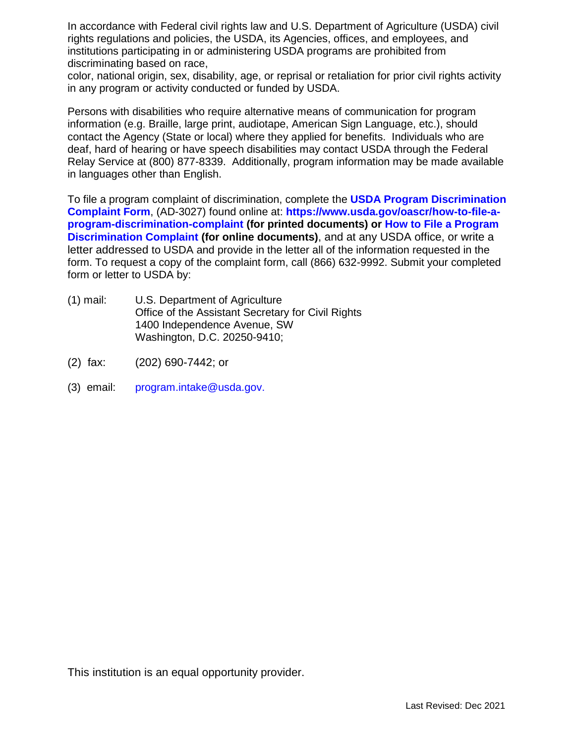In accordance with Federal civil rights law and U.S. Department of Agriculture (USDA) civil rights regulations and policies, the USDA, its Agencies, offices, and employees, and institutions participating in or administering USDA programs are prohibited from discriminating based on race,
color, national origin, sex, disability, age, or reprisal or retaliation for prior civil rights activity in any program or activity conducted or funded by USDA.

Persons with disabilities who require alternative means of communication for program information (e.g. Braille, large print, audiotape, American Sign Language, etc.), should contact the Agency (State or local) where they applied for benefits. Individuals who are deaf, hard of hearing or have speech disabilities may contact USDA through the Federal Relay Service at (800) 877-8339. Additionally, program information may be made available in languages other than English.

To file a program complaint of discrimination, complete the **USDA Program Discrimination Complaint Form**, (AD-3027) found online at: **https://www.usda.gov/oascr/how-to-file-a-program-discrimination-complaint (for printed documents) or How to File a Program Discrimination Complaint (for online documents)**, and at any USDA office, or write a letter addressed to USDA and provide in the letter all of the information requested in the form. To request a copy of the complaint form, call (866) 632-9992. Submit your completed form or letter to USDA by:

(1) mail: U.S. Department of Agriculture
Office of the Assistant Secretary for Civil Rights
1400 Independence Avenue, SW
Washington, D.C. 20250-9410;

(2) fax: (202) 690-7442; or

(3) email: program.intake@usda.gov.

This institution is an equal opportunity provider.

Last Revised: Dec 2021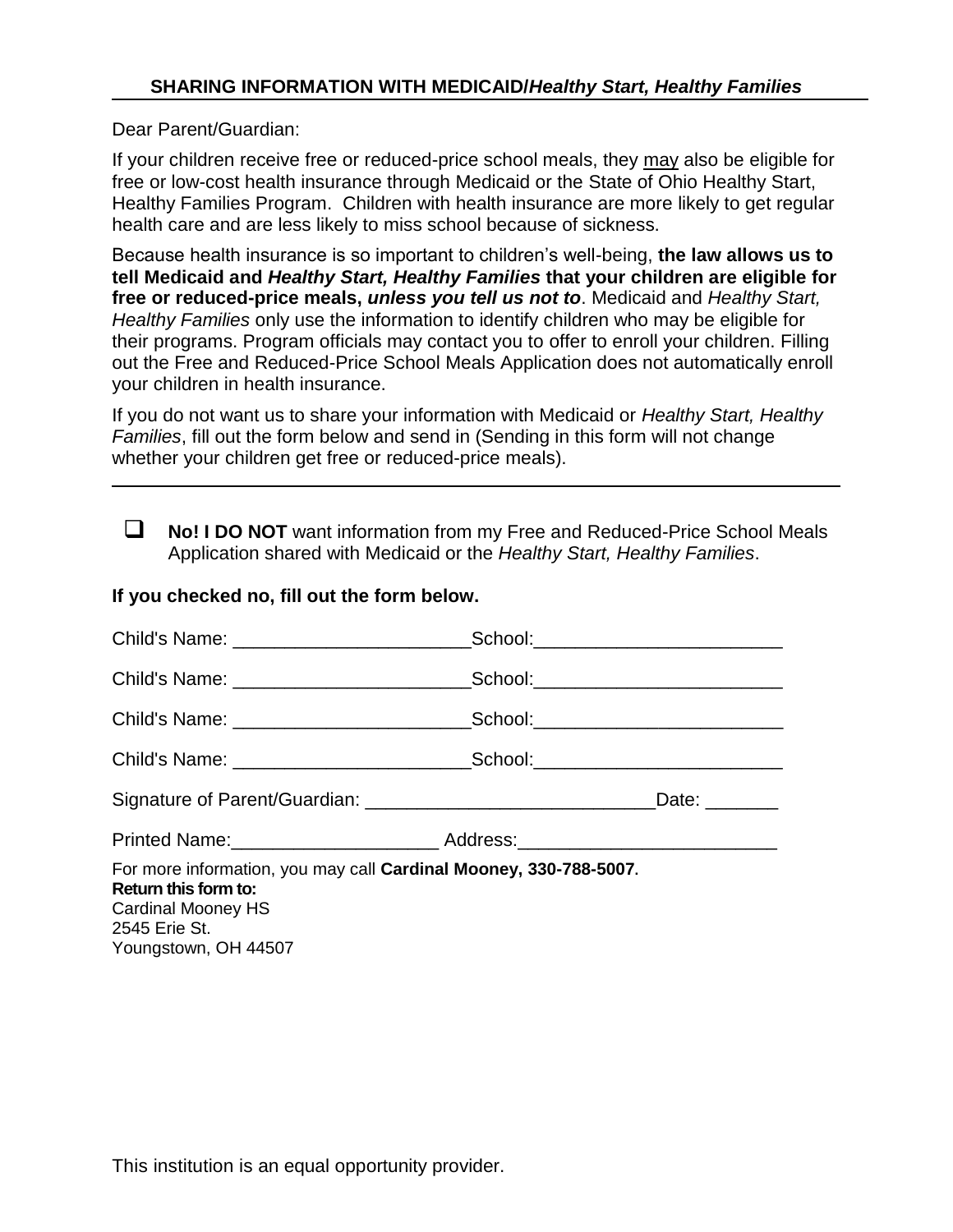## SHARING INFORMATION WITH MEDICAID/*Healthy Start, Healthy Families*

Dear Parent/Guardian:

If your children receive free or reduced-price school meals, they may also be eligible for free or low-cost health insurance through Medicaid or the State of Ohio Healthy Start, Healthy Families Program. Children with health insurance are more likely to get regular health care and are less likely to miss school because of sickness.

Because health insurance is so important to children's well-being, **the law allows us to tell Medicaid and *Healthy Start, Healthy Families* that your children are eligible for free or reduced-price meals, *unless you tell us not to***. Medicaid and *Healthy Start, Healthy Families* only use the information to identify children who may be eligible for their programs. Program officials may contact you to offer to enroll your children. Filling out the Free and Reduced-Price School Meals Application does not automatically enroll your children in health insurance.

If you do not want us to share your information with Medicaid or *Healthy Start, Healthy Families*, fill out the form below and send in (Sending in this form will not change whether your children get free or reduced-price meals).

---

☐ **No! I DO NOT** want information from my Free and Reduced-Price School Meals Application shared with Medicaid or the *Healthy Start, Healthy Families*.

**If you checked no, fill out the form below.**

Child's Name: _______________________ School: ________________________

Child's Name: _______________________ School: ________________________

Child's Name: _______________________ School: ________________________

Child's Name: _______________________ School: ________________________

Signature of Parent/Guardian: ____________________________ Date: _______

Printed Name: ____________________ Address: _________________________

For more information, you may call **Cardinal Mooney, 330-788-5007**.

**Return this form to:**
Cardinal Mooney HS
2545 Erie St.
Youngstown, OH 44507

This institution is an equal opportunity provider.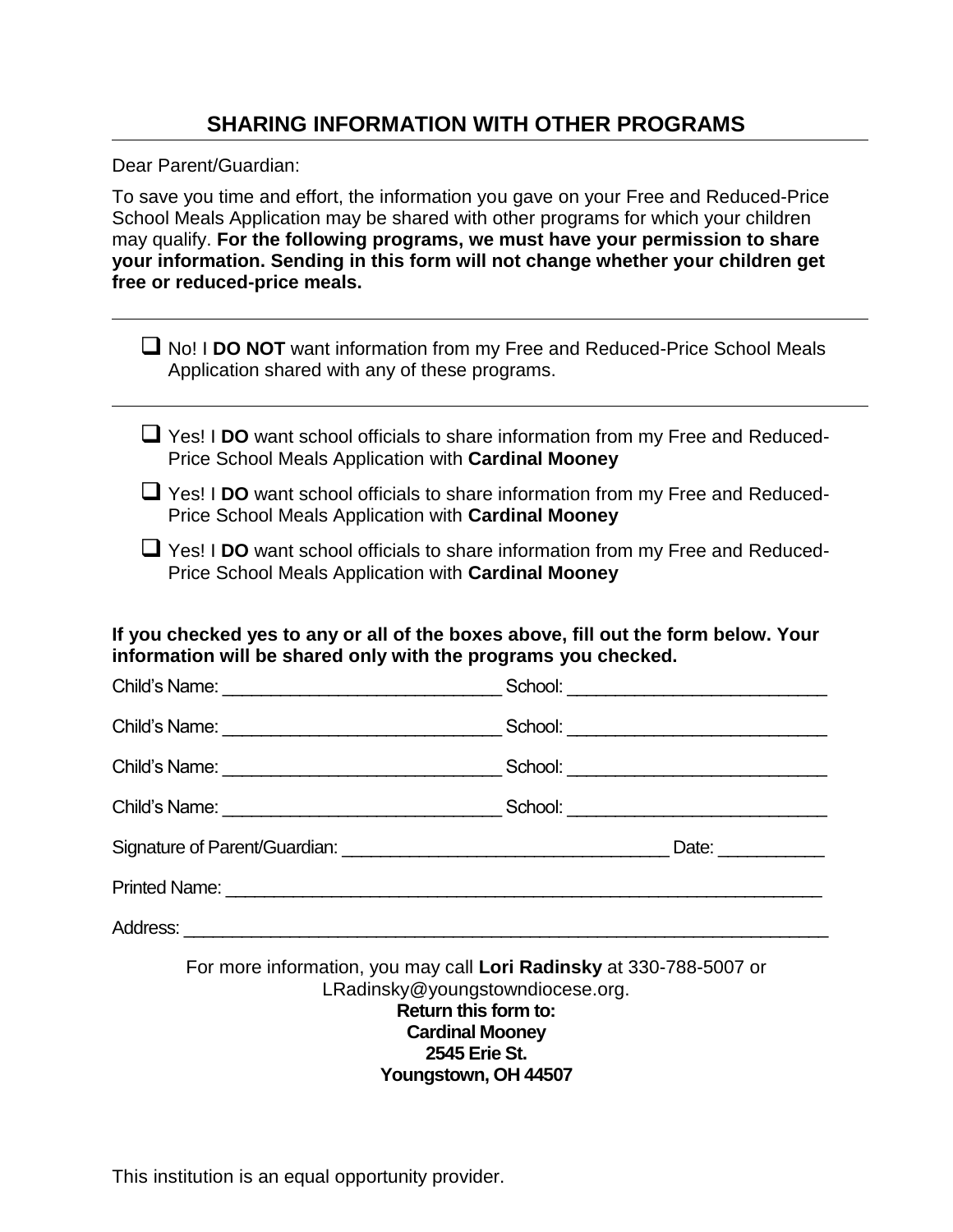## SHARING INFORMATION WITH OTHER PROGRAMS

Dear Parent/Guardian:

To save you time and effort, the information you gave on your Free and Reduced-Price School Meals Application may be shared with other programs for which your children may qualify. **For the following programs, we must have your permission to share your information. Sending in this form will not change whether your children get free or reduced-price meals.**

---

- ☐ No! I **DO NOT** want information from my Free and Reduced-Price School Meals Application shared with any of these programs.

---

- ☐ Yes! I **DO** want school officials to share information from my Free and Reduced-Price School Meals Application with **Cardinal Mooney**
- ☐ Yes! I **DO** want school officials to share information from my Free and Reduced-Price School Meals Application with **Cardinal Mooney**
- ☐ Yes! I **DO** want school officials to share information from my Free and Reduced-Price School Meals Application with **Cardinal Mooney**

**If you checked yes to any or all of the boxes above, fill out the form below. Your information will be shared only with the programs you checked.**

Child's Name: ____________________________ School: __________________________

Child's Name: ____________________________ School: __________________________

Child's Name: ____________________________ School: __________________________

Child's Name: ____________________________ School: __________________________

Signature of Parent/Guardian: _________________________________ Date: ___________

Printed Name: ______________________________________________________________

Address: __________________________________________________________________

For more information, you may call **Lori Radinsky** at 330-788-5007 or LRadinsky@youngstowndiocese.org.

**Return this form to:**
**Cardinal Mooney**
**2545 Erie St.**
**Youngstown, OH 44507**

This institution is an equal opportunity provider.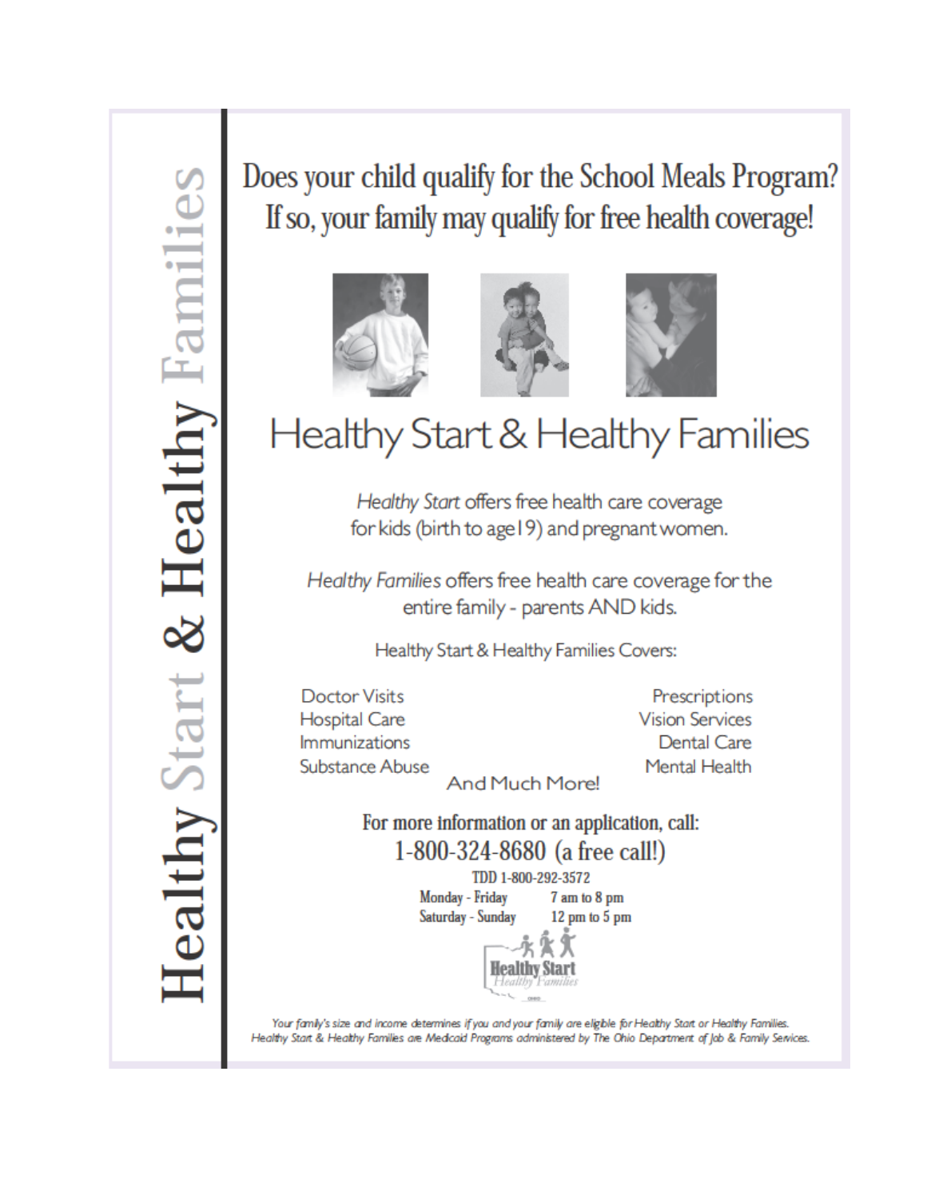Healthy Start & Healthy Families

# Does your child qualify for the School Meals Program? If so, your family may qualify for free health coverage!

## Healthy Start & Healthy Families

*Healthy Start* offers free health care coverage for kids (birth to age19) and pregnant women.

*Healthy Families* offers free health care coverage for the entire family - parents AND kids.

Healthy Start & Healthy Families Covers:

- Doctor Visits
- Hospital Care
- Immunizations
- Substance Abuse
- Prescriptions
- Vision Services
- Dental Care
- Mental Health

And Much More!

**For more information or an application, call:**

**1-800-324-8680 (a free call!)**

TDD 1-800-292-3572

Monday - Friday 7 am to 8 pm

Saturday - Sunday 12 pm to 5 pm

Healthy Start Healthy Families

*Your family's size and income determines if you and your family are eligible for Healthy Start or Healthy Families. Healthy Start & Healthy Families are Medicaid Programs administered by The Ohio Department of Job & Family Services.*